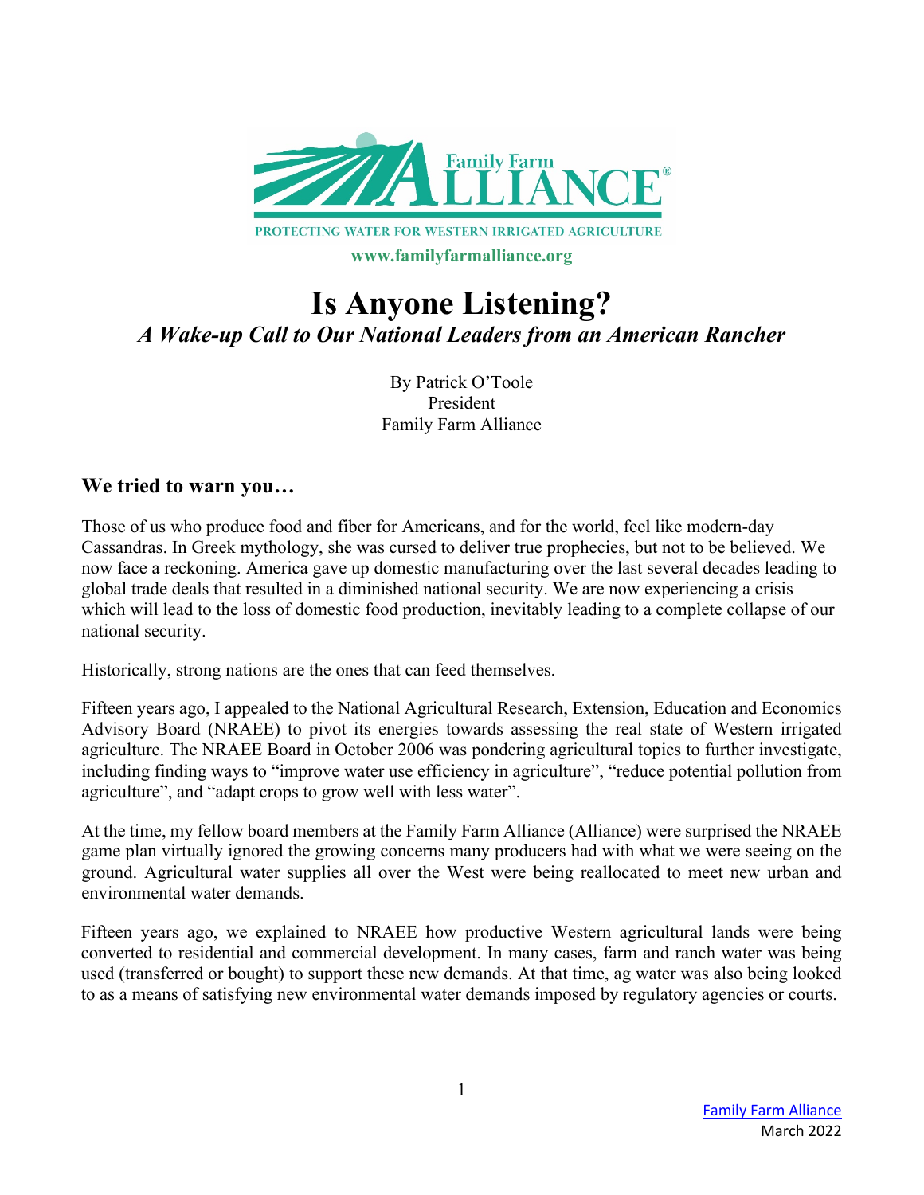Family Farm ALLIANCE®

PROTECTING WATER FOR WESTERN IRRIGATED AGRICULTURE

www.familyfarmalliance.org

# Is Anyone Listening?

## *A Wake-up Call to Our National Leaders from an American Rancher*

By Patrick O'Toole
President
Family Farm Alliance

## We tried to warn you…

Those of us who produce food and fiber for Americans, and for the world, feel like modern-day Cassandras. In Greek mythology, she was cursed to deliver true prophecies, but not to be believed. We now face a reckoning. America gave up domestic manufacturing over the last several decades leading to global trade deals that resulted in a diminished national security. We are now experiencing a crisis which will lead to the loss of domestic food production, inevitably leading to a complete collapse of our national security.

Historically, strong nations are the ones that can feed themselves.

Fifteen years ago, I appealed to the National Agricultural Research, Extension, Education and Economics Advisory Board (NRAEE) to pivot its energies towards assessing the real state of Western irrigated agriculture. The NRAEE Board in October 2006 was pondering agricultural topics to further investigate, including finding ways to "improve water use efficiency in agriculture", "reduce potential pollution from agriculture", and "adapt crops to grow well with less water".

At the time, my fellow board members at the Family Farm Alliance (Alliance) were surprised the NRAEE game plan virtually ignored the growing concerns many producers had with what we were seeing on the ground. Agricultural water supplies all over the West were being reallocated to meet new urban and environmental water demands.

Fifteen years ago, we explained to NRAEE how productive Western agricultural lands were being converted to residential and commercial development. In many cases, farm and ranch water was being used (transferred or bought) to support these new demands. At that time, ag water was also being looked to as a means of satisfying new environmental water demands imposed by regulatory agencies or courts.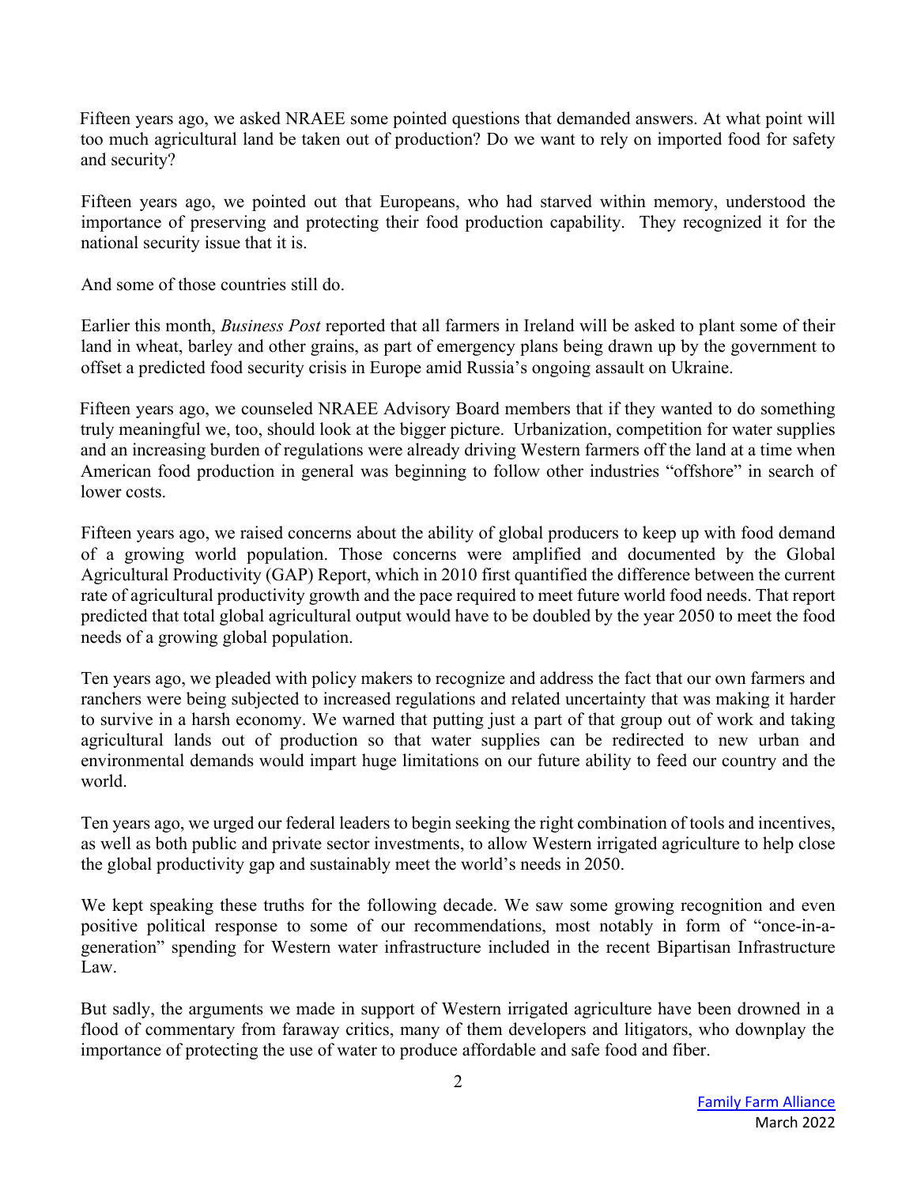Fifteen years ago, we asked NRAEE some pointed questions that demanded answers. At what point will too much agricultural land be taken out of production? Do we want to rely on imported food for safety and security?

Fifteen years ago, we pointed out that Europeans, who had starved within memory, understood the importance of preserving and protecting their food production capability. They recognized it for the national security issue that it is.

And some of those countries still do.

Earlier this month, *Business Post* reported that all farmers in Ireland will be asked to plant some of their land in wheat, barley and other grains, as part of emergency plans being drawn up by the government to offset a predicted food security crisis in Europe amid Russia's ongoing assault on Ukraine.

Fifteen years ago, we counseled NRAEE Advisory Board members that if they wanted to do something truly meaningful we, too, should look at the bigger picture. Urbanization, competition for water supplies and an increasing burden of regulations were already driving Western farmers off the land at a time when American food production in general was beginning to follow other industries "offshore" in search of lower costs.

Fifteen years ago, we raised concerns about the ability of global producers to keep up with food demand of a growing world population. Those concerns were amplified and documented by the Global Agricultural Productivity (GAP) Report, which in 2010 first quantified the difference between the current rate of agricultural productivity growth and the pace required to meet future world food needs. That report predicted that total global agricultural output would have to be doubled by the year 2050 to meet the food needs of a growing global population.

Ten years ago, we pleaded with policy makers to recognize and address the fact that our own farmers and ranchers were being subjected to increased regulations and related uncertainty that was making it harder to survive in a harsh economy. We warned that putting just a part of that group out of work and taking agricultural lands out of production so that water supplies can be redirected to new urban and environmental demands would impart huge limitations on our future ability to feed our country and the world.

Ten years ago, we urged our federal leaders to begin seeking the right combination of tools and incentives, as well as both public and private sector investments, to allow Western irrigated agriculture to help close the global productivity gap and sustainably meet the world's needs in 2050.

We kept speaking these truths for the following decade. We saw some growing recognition and even positive political response to some of our recommendations, most notably in form of "once-in-a-generation" spending for Western water infrastructure included in the recent Bipartisan Infrastructure Law.

But sadly, the arguments we made in support of Western irrigated agriculture have been drowned in a flood of commentary from faraway critics, many of them developers and litigators, who downplay the importance of protecting the use of water to produce affordable and safe food and fiber.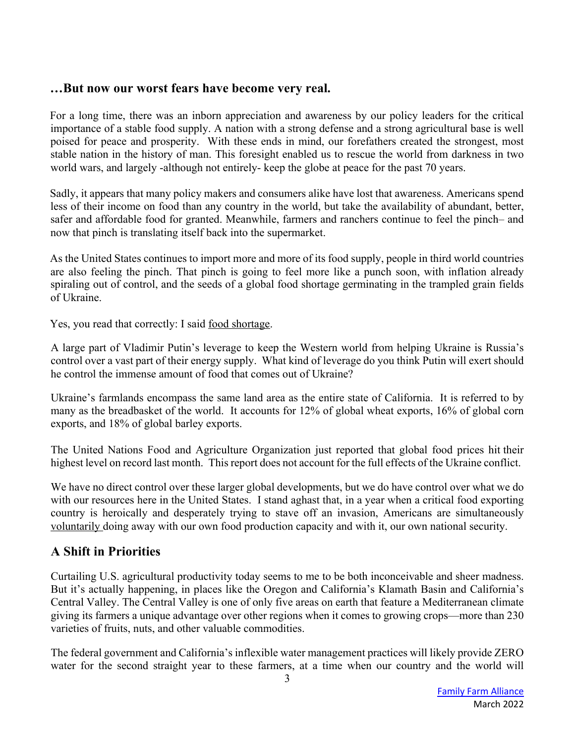## …But now our worst fears have become very real.

For a long time, there was an inborn appreciation and awareness by our policy leaders for the critical importance of a stable food supply. A nation with a strong defense and a strong agricultural base is well poised for peace and prosperity. With these ends in mind, our forefathers created the strongest, most stable nation in the history of man. This foresight enabled us to rescue the world from darkness in two world wars, and largely -although not entirely- keep the globe at peace for the past 70 years.

Sadly, it appears that many policy makers and consumers alike have lost that awareness. Americans spend less of their income on food than any country in the world, but take the availability of abundant, better, safer and affordable food for granted. Meanwhile, farmers and ranchers continue to feel the pinch– and now that pinch is translating itself back into the supermarket.

As the United States continues to import more and more of its food supply, people in third world countries are also feeling the pinch. That pinch is going to feel more like a punch soon, with inflation already spiraling out of control, and the seeds of a global food shortage germinating in the trampled grain fields of Ukraine.

Yes, you read that correctly: I said <u>food shortage</u>.

A large part of Vladimir Putin's leverage to keep the Western world from helping Ukraine is Russia's control over a vast part of their energy supply. What kind of leverage do you think Putin will exert should he control the immense amount of food that comes out of Ukraine?

Ukraine's farmlands encompass the same land area as the entire state of California. It is referred to by many as the breadbasket of the world. It accounts for 12% of global wheat exports, 16% of global corn exports, and 18% of global barley exports.

The United Nations Food and Agriculture Organization just reported that global food prices hit their highest level on record last month. This report does not account for the full effects of the Ukraine conflict.

We have no direct control over these larger global developments, but we do have control over what we do with our resources here in the United States. I stand aghast that, in a year when a critical food exporting country is heroically and desperately trying to stave off an invasion, Americans are simultaneously <u>voluntarily</u> doing away with our own food production capacity and with it, our own national security.

## A Shift in Priorities

Curtailing U.S. agricultural productivity today seems to me to be both inconceivable and sheer madness. But it's actually happening, in places like the Oregon and California's Klamath Basin and California's Central Valley. The Central Valley is one of only five areas on earth that feature a Mediterranean climate giving its farmers a unique advantage over other regions when it comes to growing crops—more than 230 varieties of fruits, nuts, and other valuable commodities.

The federal government and California's inflexible water management practices will likely provide ZERO water for the second straight year to these farmers, at a time when our country and the world will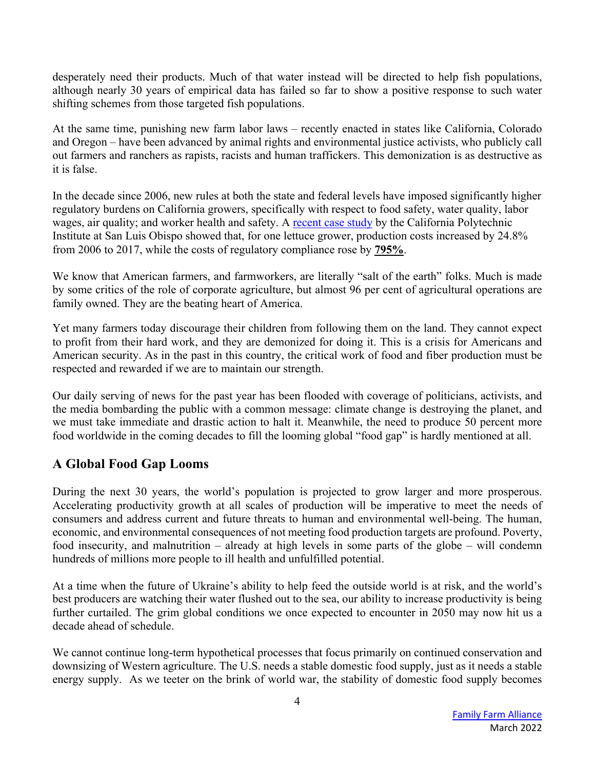desperately need their products. Much of that water instead will be directed to help fish populations, although nearly 30 years of empirical data has failed so far to show a positive response to such water shifting schemes from those targeted fish populations.

At the same time, punishing new farm labor laws – recently enacted in states like California, Colorado and Oregon – have been advanced by animal rights and environmental justice activists, who publicly call out farmers and ranchers as rapists, racists and human traffickers. This demonization is as destructive as it is false.

In the decade since 2006, new rules at both the state and federal levels have imposed significantly higher regulatory burdens on California growers, specifically with respect to food safety, water quality, labor wages, air quality; and worker health and safety. A recent case study by the California Polytechnic Institute at San Luis Obispo showed that, for one lettuce grower, production costs increased by 24.8% from 2006 to 2017, while the costs of regulatory compliance rose by **795%**.

We know that American farmers, and farmworkers, are literally "salt of the earth" folks. Much is made by some critics of the role of corporate agriculture, but almost 96 per cent of agricultural operations are family owned. They are the beating heart of America.

Yet many farmers today discourage their children from following them on the land. They cannot expect to profit from their hard work, and they are demonized for doing it. This is a crisis for Americans and American security. As in the past in this country, the critical work of food and fiber production must be respected and rewarded if we are to maintain our strength.

Our daily serving of news for the past year has been flooded with coverage of politicians, activists, and the media bombarding the public with a common message: climate change is destroying the planet, and we must take immediate and drastic action to halt it. Meanwhile, the need to produce 50 percent more food worldwide in the coming decades to fill the looming global "food gap" is hardly mentioned at all.

## A Global Food Gap Looms

During the next 30 years, the world's population is projected to grow larger and more prosperous. Accelerating productivity growth at all scales of production will be imperative to meet the needs of consumers and address current and future threats to human and environmental well-being. The human, economic, and environmental consequences of not meeting food production targets are profound. Poverty, food insecurity, and malnutrition – already at high levels in some parts of the globe – will condemn hundreds of millions more people to ill health and unfulfilled potential.

At a time when the future of Ukraine's ability to help feed the outside world is at risk, and the world's best producers are watching their water flushed out to the sea, our ability to increase productivity is being further curtailed. The grim global conditions we once expected to encounter in 2050 may now hit us a decade ahead of schedule.

We cannot continue long-term hypothetical processes that focus primarily on continued conservation and downsizing of Western agriculture. The U.S. needs a stable domestic food supply, just as it needs a stable energy supply. As we teeter on the brink of world war, the stability of domestic food supply becomes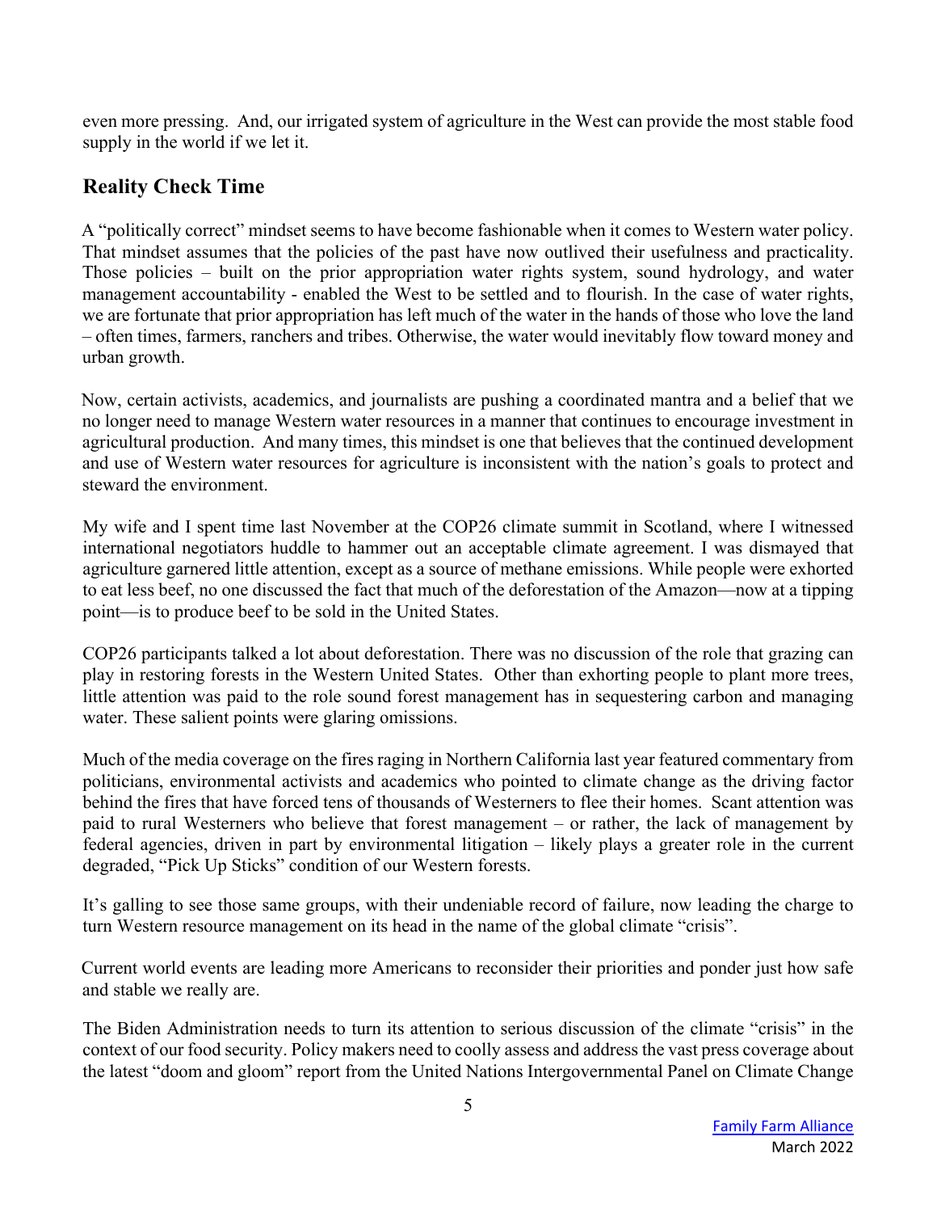even more pressing. And, our irrigated system of agriculture in the West can provide the most stable food supply in the world if we let it.

## Reality Check Time

A "politically correct" mindset seems to have become fashionable when it comes to Western water policy. That mindset assumes that the policies of the past have now outlived their usefulness and practicality. Those policies – built on the prior appropriation water rights system, sound hydrology, and water management accountability - enabled the West to be settled and to flourish. In the case of water rights, we are fortunate that prior appropriation has left much of the water in the hands of those who love the land – often times, farmers, ranchers and tribes. Otherwise, the water would inevitably flow toward money and urban growth.

Now, certain activists, academics, and journalists are pushing a coordinated mantra and a belief that we no longer need to manage Western water resources in a manner that continues to encourage investment in agricultural production. And many times, this mindset is one that believes that the continued development and use of Western water resources for agriculture is inconsistent with the nation's goals to protect and steward the environment.

My wife and I spent time last November at the COP26 climate summit in Scotland, where I witnessed international negotiators huddle to hammer out an acceptable climate agreement. I was dismayed that agriculture garnered little attention, except as a source of methane emissions. While people were exhorted to eat less beef, no one discussed the fact that much of the deforestation of the Amazon—now at a tipping point—is to produce beef to be sold in the United States.

COP26 participants talked a lot about deforestation. There was no discussion of the role that grazing can play in restoring forests in the Western United States. Other than exhorting people to plant more trees, little attention was paid to the role sound forest management has in sequestering carbon and managing water. These salient points were glaring omissions.

Much of the media coverage on the fires raging in Northern California last year featured commentary from politicians, environmental activists and academics who pointed to climate change as the driving factor behind the fires that have forced tens of thousands of Westerners to flee their homes. Scant attention was paid to rural Westerners who believe that forest management – or rather, the lack of management by federal agencies, driven in part by environmental litigation – likely plays a greater role in the current degraded, "Pick Up Sticks" condition of our Western forests.

It's galling to see those same groups, with their undeniable record of failure, now leading the charge to turn Western resource management on its head in the name of the global climate "crisis".

Current world events are leading more Americans to reconsider their priorities and ponder just how safe and stable we really are.

The Biden Administration needs to turn its attention to serious discussion of the climate "crisis" in the context of our food security. Policy makers need to coolly assess and address the vast press coverage about the latest "doom and gloom" report from the United Nations Intergovernmental Panel on Climate Change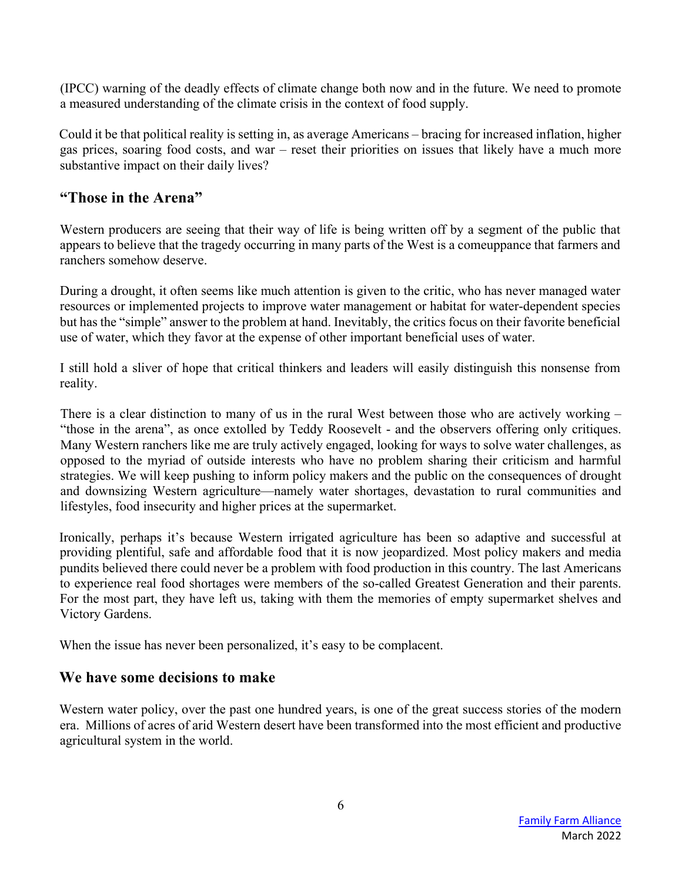(IPCC) warning of the deadly effects of climate change both now and in the future. We need to promote a measured understanding of the climate crisis in the context of food supply.

Could it be that political reality is setting in, as average Americans – bracing for increased inflation, higher gas prices, soaring food costs, and war – reset their priorities on issues that likely have a much more substantive impact on their daily lives?

## "Those in the Arena"

Western producers are seeing that their way of life is being written off by a segment of the public that appears to believe that the tragedy occurring in many parts of the West is a comeuppance that farmers and ranchers somehow deserve.

During a drought, it often seems like much attention is given to the critic, who has never managed water resources or implemented projects to improve water management or habitat for water-dependent species but has the "simple" answer to the problem at hand. Inevitably, the critics focus on their favorite beneficial use of water, which they favor at the expense of other important beneficial uses of water.

I still hold a sliver of hope that critical thinkers and leaders will easily distinguish this nonsense from reality.

There is a clear distinction to many of us in the rural West between those who are actively working – "those in the arena", as once extolled by Teddy Roosevelt - and the observers offering only critiques. Many Western ranchers like me are truly actively engaged, looking for ways to solve water challenges, as opposed to the myriad of outside interests who have no problem sharing their criticism and harmful strategies. We will keep pushing to inform policy makers and the public on the consequences of drought and downsizing Western agriculture—namely water shortages, devastation to rural communities and lifestyles, food insecurity and higher prices at the supermarket.

Ironically, perhaps it's because Western irrigated agriculture has been so adaptive and successful at providing plentiful, safe and affordable food that it is now jeopardized. Most policy makers and media pundits believed there could never be a problem with food production in this country. The last Americans to experience real food shortages were members of the so-called Greatest Generation and their parents. For the most part, they have left us, taking with them the memories of empty supermarket shelves and Victory Gardens.

When the issue has never been personalized, it's easy to be complacent.

## We have some decisions to make

Western water policy, over the past one hundred years, is one of the great success stories of the modern era. Millions of acres of arid Western desert have been transformed into the most efficient and productive agricultural system in the world.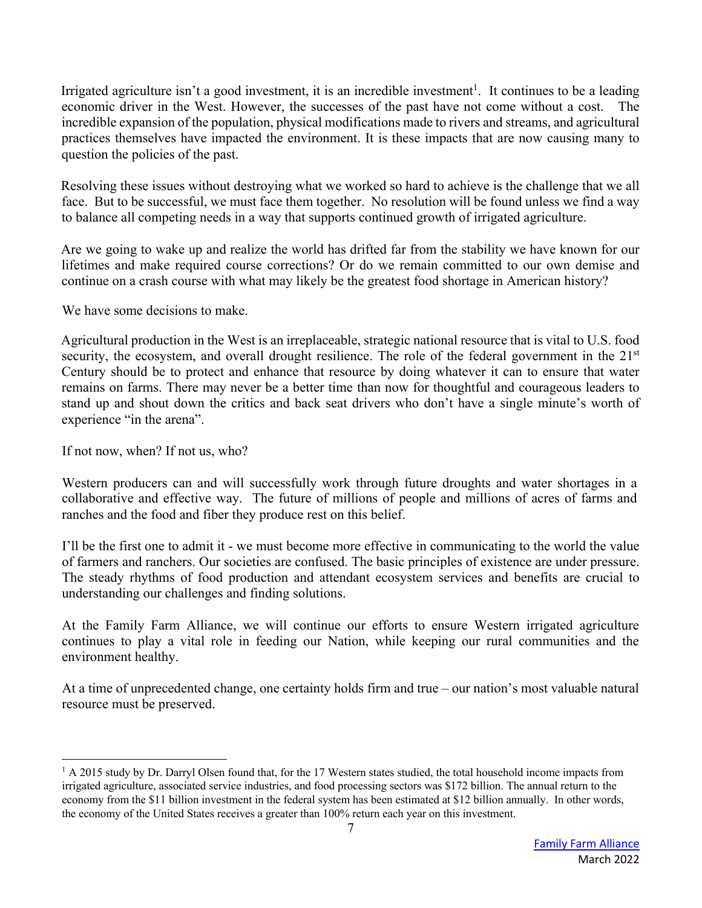Irrigated agriculture isn't a good investment, it is an incredible investment[1]. It continues to be a leading economic driver in the West. However, the successes of the past have not come without a cost. The incredible expansion of the population, physical modifications made to rivers and streams, and agricultural practices themselves have impacted the environment. It is these impacts that are now causing many to question the policies of the past.

Resolving these issues without destroying what we worked so hard to achieve is the challenge that we all face. But to be successful, we must face them together. No resolution will be found unless we find a way to balance all competing needs in a way that supports continued growth of irrigated agriculture.

Are we going to wake up and realize the world has drifted far from the stability we have known for our lifetimes and make required course corrections? Or do we remain committed to our own demise and continue on a crash course with what may likely be the greatest food shortage in American history?

We have some decisions to make.

Agricultural production in the West is an irreplaceable, strategic national resource that is vital to U.S. food security, the ecosystem, and overall drought resilience. The role of the federal government in the 21st Century should be to protect and enhance that resource by doing whatever it can to ensure that water remains on farms. There may never be a better time than now for thoughtful and courageous leaders to stand up and shout down the critics and back seat drivers who don't have a single minute's worth of experience "in the arena".

If not now, when? If not us, who?

Western producers can and will successfully work through future droughts and water shortages in a collaborative and effective way. The future of millions of people and millions of acres of farms and ranches and the food and fiber they produce rest on this belief.

I'll be the first one to admit it - we must become more effective in communicating to the world the value of farmers and ranchers. Our societies are confused. The basic principles of existence are under pressure. The steady rhythms of food production and attendant ecosystem services and benefits are crucial to understanding our challenges and finding solutions.

At the Family Farm Alliance, we will continue our efforts to ensure Western irrigated agriculture continues to play a vital role in feeding our Nation, while keeping our rural communities and the environment healthy.

At a time of unprecedented change, one certainty holds firm and true – our nation's most valuable natural resource must be preserved.

---

[1] A 2015 study by Dr. Darryl Olsen found that, for the 17 Western states studied, the total household income impacts from irrigated agriculture, associated service industries, and food processing sectors was $172 billion. The annual return to the economy from the $11 billion investment in the federal system has been estimated at $12 billion annually. In other words, the economy of the United States receives a greater than 100% return each year on this investment.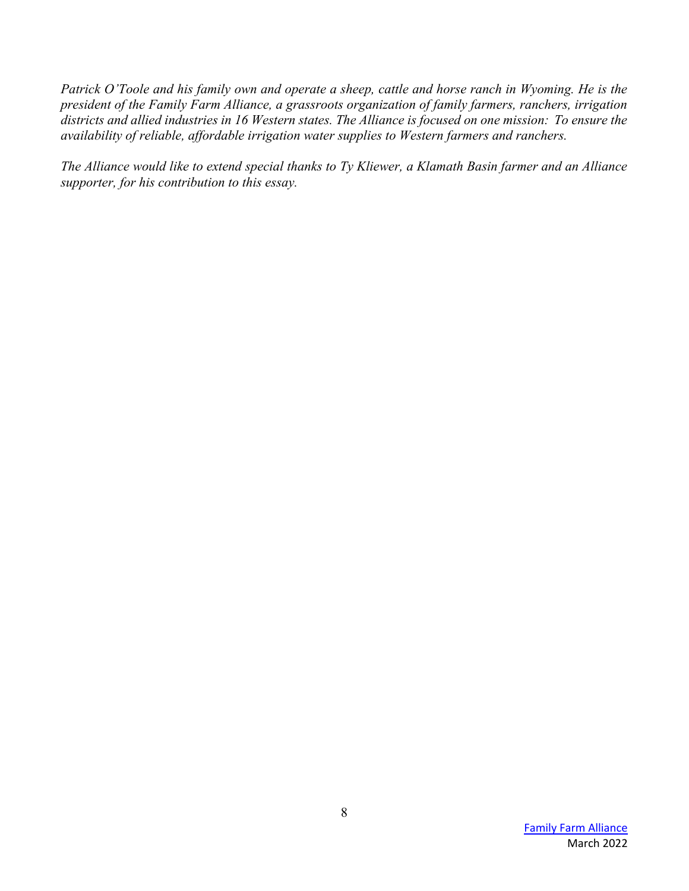*Patrick O'Toole and his family own and operate a sheep, cattle and horse ranch in Wyoming. He is the president of the Family Farm Alliance, a grassroots organization of family farmers, ranchers, irrigation districts and allied industries in 16 Western states. The Alliance is focused on one mission: To ensure the availability of reliable, affordable irrigation water supplies to Western farmers and ranchers.*

*The Alliance would like to extend special thanks to Ty Kliewer, a Klamath Basin farmer and an Alliance supporter, for his contribution to this essay.*